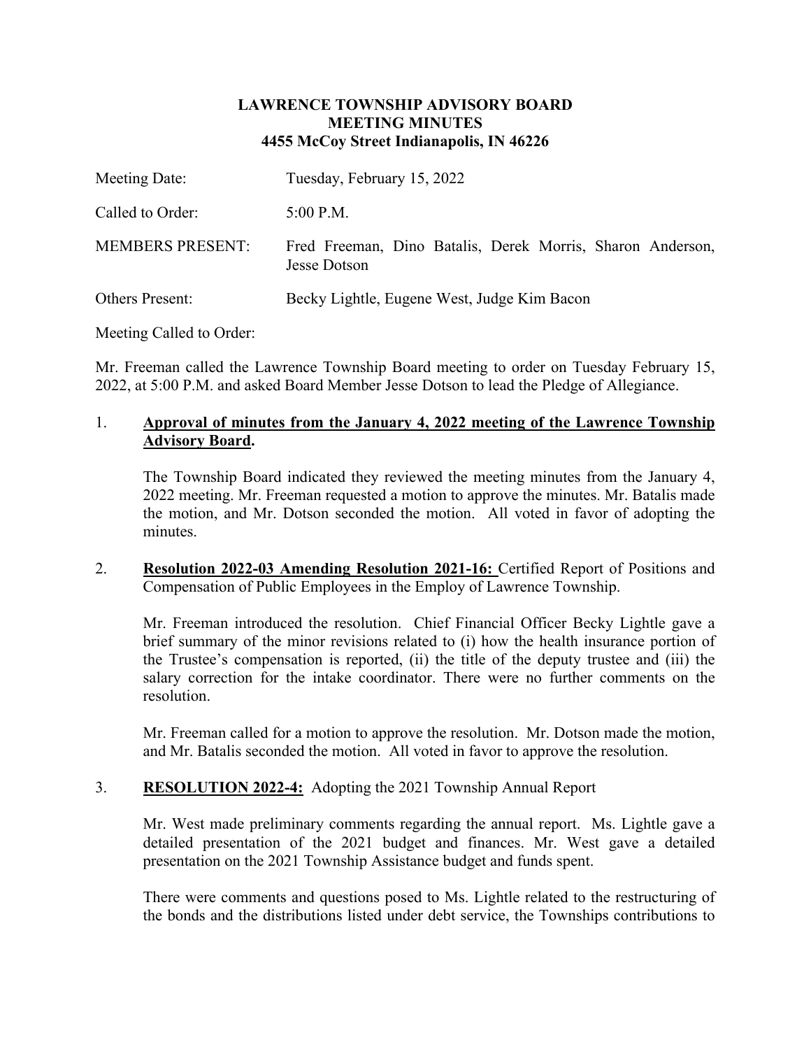**LAWRENCE TOWNSHIP ADVISORY BOARD**
**MEETING MINUTES**
**4455 McCoy Street Indianapolis, IN 46226**

Meeting Date: Tuesday, February 15, 2022

Called to Order: 5:00 P.M.

MEMBERS PRESENT: Fred Freeman, Dino Batalis, Derek Morris, Sharon Anderson, Jesse Dotson

Others Present: Becky Lightle, Eugene West, Judge Kim Bacon

Meeting Called to Order:

Mr. Freeman called the Lawrence Township Board meeting to order on Tuesday February 15, 2022, at 5:00 P.M. and asked Board Member Jesse Dotson to lead the Pledge of Allegiance.

1. **Approval of minutes from the January 4, 2022 meeting of the Lawrence Township Advisory Board.**

   The Township Board indicated they reviewed the meeting minutes from the January 4, 2022 meeting. Mr. Freeman requested a motion to approve the minutes. Mr. Batalis made the motion, and Mr. Dotson seconded the motion. All voted in favor of adopting the minutes.

2. **Resolution 2022-03 Amending Resolution 2021-16:** Certified Report of Positions and Compensation of Public Employees in the Employ of Lawrence Township.

   Mr. Freeman introduced the resolution. Chief Financial Officer Becky Lightle gave a brief summary of the minor revisions related to (i) how the health insurance portion of the Trustee's compensation is reported, (ii) the title of the deputy trustee and (iii) the salary correction for the intake coordinator. There were no further comments on the resolution.

   Mr. Freeman called for a motion to approve the resolution. Mr. Dotson made the motion, and Mr. Batalis seconded the motion. All voted in favor to approve the resolution.

3. **RESOLUTION 2022-4:** Adopting the 2021 Township Annual Report

   Mr. West made preliminary comments regarding the annual report. Ms. Lightle gave a detailed presentation of the 2021 budget and finances. Mr. West gave a detailed presentation on the 2021 Township Assistance budget and funds spent.

   There were comments and questions posed to Ms. Lightle related to the restructuring of the bonds and the distributions listed under debt service, the Townships contributions to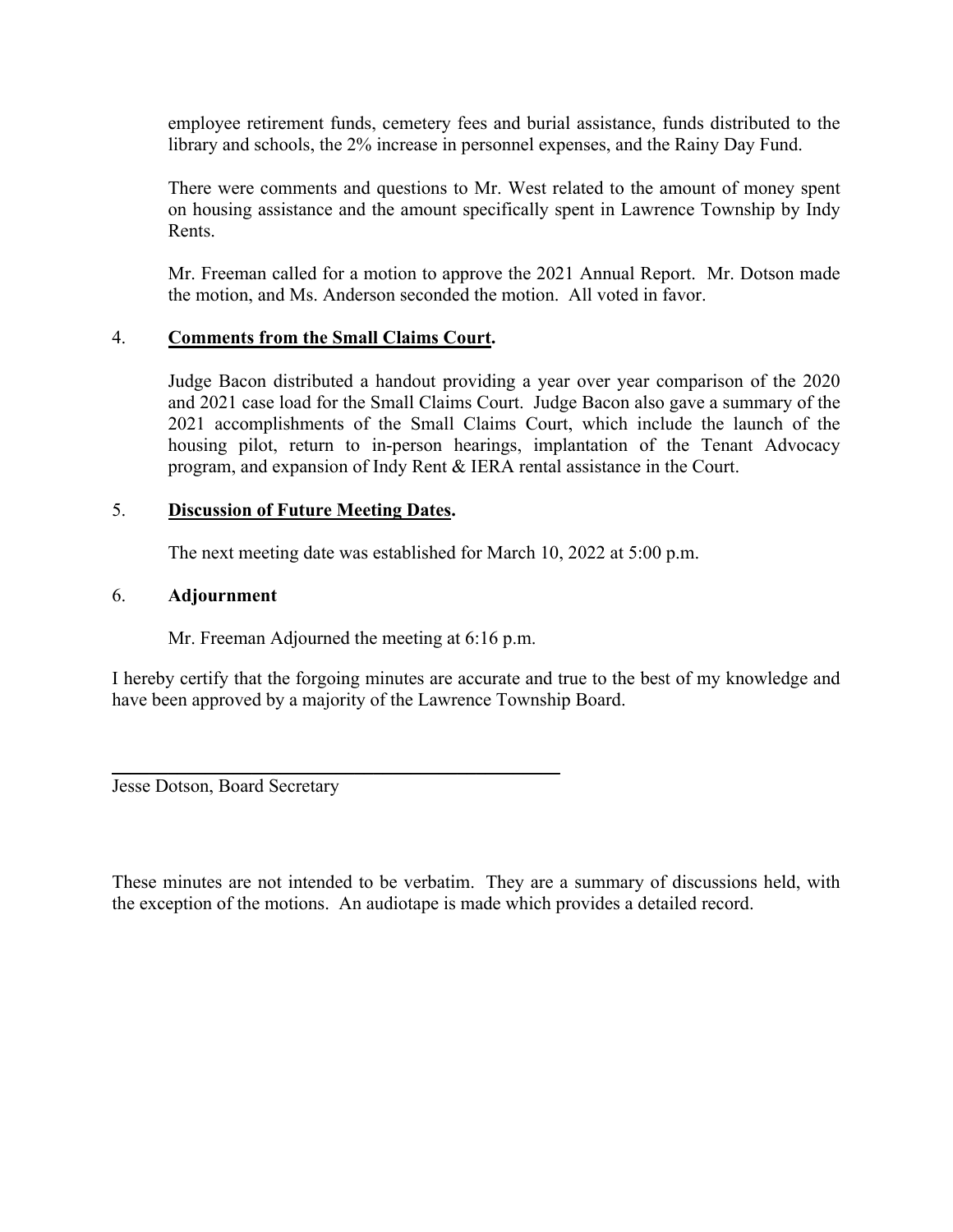employee retirement funds, cemetery fees and burial assistance, funds distributed to the library and schools, the 2% increase in personnel expenses, and the Rainy Day Fund.

There were comments and questions to Mr. West related to the amount of money spent on housing assistance and the amount specifically spent in Lawrence Township by Indy Rents.

Mr. Freeman called for a motion to approve the 2021 Annual Report. Mr. Dotson made the motion, and Ms. Anderson seconded the motion. All voted in favor.

4. **Comments from the Small Claims Court.**

Judge Bacon distributed a handout providing a year over year comparison of the 2020 and 2021 case load for the Small Claims Court. Judge Bacon also gave a summary of the 2021 accomplishments of the Small Claims Court, which include the launch of the housing pilot, return to in-person hearings, implantation of the Tenant Advocacy program, and expansion of Indy Rent & IERA rental assistance in the Court.

5. **Discussion of Future Meeting Dates.**

The next meeting date was established for March 10, 2022 at 5:00 p.m.

6. **Adjournment**

Mr. Freeman Adjourned the meeting at 6:16 p.m.

I hereby certify that the forgoing minutes are accurate and true to the best of my knowledge and have been approved by a majority of the Lawrence Township Board.

\_\_\_\_\_\_\_\_\_\_\_\_\_\_\_\_\_\_\_\_\_\_\_\_\_\_\_\_\_\_\_\_\_\_\_\_\_\_\_\_

Jesse Dotson, Board Secretary

These minutes are not intended to be verbatim. They are a summary of discussions held, with the exception of the motions. An audiotape is made which provides a detailed record.